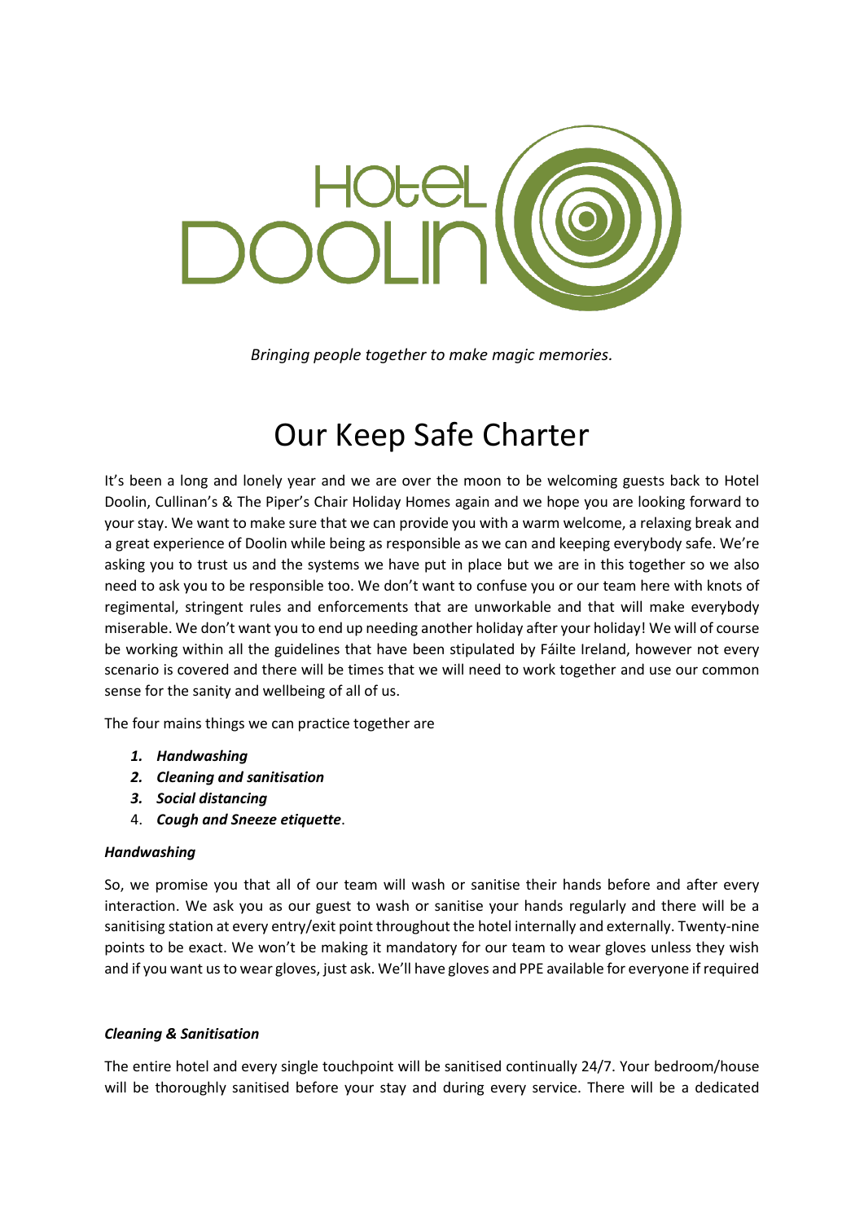HOTEL DOOLIN

*Bringing people together to make magic memories.*

# Our Keep Safe Charter

It's been a long and lonely year and we are over the moon to be welcoming guests back to Hotel Doolin, Cullinan's & The Piper's Chair Holiday Homes again and we hope you are looking forward to your stay. We want to make sure that we can provide you with a warm welcome, a relaxing break and a great experience of Doolin while being as responsible as we can and keeping everybody safe. We're asking you to trust us and the systems we have put in place but we are in this together so we also need to ask you to be responsible too. We don't want to confuse you or our team here with knots of regimental, stringent rules and enforcements that are unworkable and that will make everybody miserable. We don't want you to end up needing another holiday after your holiday! We will of course be working within all the guidelines that have been stipulated by Fáilte Ireland, however not every scenario is covered and there will be times that we will need to work together and use our common sense for the sanity and wellbeing of all of us.

The four mains things we can practice together are

1. ***Handwashing***
2. ***Cleaning and sanitisation***
3. ***Social distancing***
4. ***Cough and Sneeze etiquette***.

***Handwashing***

So, we promise you that all of our team will wash or sanitise their hands before and after every interaction. We ask you as our guest to wash or sanitise your hands regularly and there will be a sanitising station at every entry/exit point throughout the hotel internally and externally. Twenty-nine points to be exact. We won't be making it mandatory for our team to wear gloves unless they wish and if you want us to wear gloves, just ask. We'll have gloves and PPE available for everyone if required

***Cleaning & Sanitisation***

The entire hotel and every single touchpoint will be sanitised continually 24/7. Your bedroom/house will be thoroughly sanitised before your stay and during every service. There will be a dedicated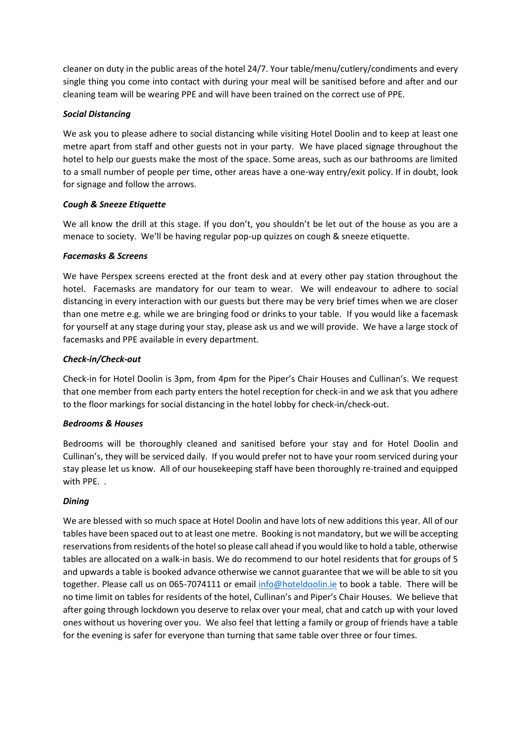cleaner on duty in the public areas of the hotel 24/7. Your table/menu/cutlery/condiments and every single thing you come into contact with during your meal will be sanitised before and after and our cleaning team will be wearing PPE and will have been trained on the correct use of PPE.

***Social Distancing***

We ask you to please adhere to social distancing while visiting Hotel Doolin and to keep at least one metre apart from staff and other guests not in your party. We have placed signage throughout the hotel to help our guests make the most of the space. Some areas, such as our bathrooms are limited to a small number of people per time, other areas have a one-way entry/exit policy. If in doubt, look for signage and follow the arrows.

***Cough & Sneeze Etiquette***

We all know the drill at this stage. If you don't, you shouldn't be let out of the house as you are a menace to society. We'll be having regular pop-up quizzes on cough & sneeze etiquette.

***Facemasks & Screens***

We have Perspex screens erected at the front desk and at every other pay station throughout the hotel. Facemasks are mandatory for our team to wear. We will endeavour to adhere to social distancing in every interaction with our guests but there may be very brief times when we are closer than one metre e.g. while we are bringing food or drinks to your table. If you would like a facemask for yourself at any stage during your stay, please ask us and we will provide. We have a large stock of facemasks and PPE available in every department.

***Check-in/Check-out***

Check-in for Hotel Doolin is 3pm, from 4pm for the Piper's Chair Houses and Cullinan's. We request that one member from each party enters the hotel reception for check-in and we ask that you adhere to the floor markings for social distancing in the hotel lobby for check-in/check-out.

***Bedrooms & Houses***

Bedrooms will be thoroughly cleaned and sanitised before your stay and for Hotel Doolin and Cullinan's, they will be serviced daily. If you would prefer not to have your room serviced during your stay please let us know. All of our housekeeping staff have been thoroughly re-trained and equipped with PPE. .

***Dining***

We are blessed with so much space at Hotel Doolin and have lots of new additions this year. All of our tables have been spaced out to at least one metre. Booking is not mandatory, but we will be accepting reservations from residents of the hotel so please call ahead if you would like to hold a table, otherwise tables are allocated on a walk-in basis. We do recommend to our hotel residents that for groups of 5 and upwards a table is booked advance otherwise we cannot guarantee that we will be able to sit you together. Please call us on 065-7074111 or email [info@hoteldoolin.ie](mailto:info@hoteldoolin.ie) to book a table. There will be no time limit on tables for residents of the hotel, Cullinan's and Piper's Chair Houses. We believe that after going through lockdown you deserve to relax over your meal, chat and catch up with your loved ones without us hovering over you. We also feel that letting a family or group of friends have a table for the evening is safer for everyone than turning that same table over three or four times.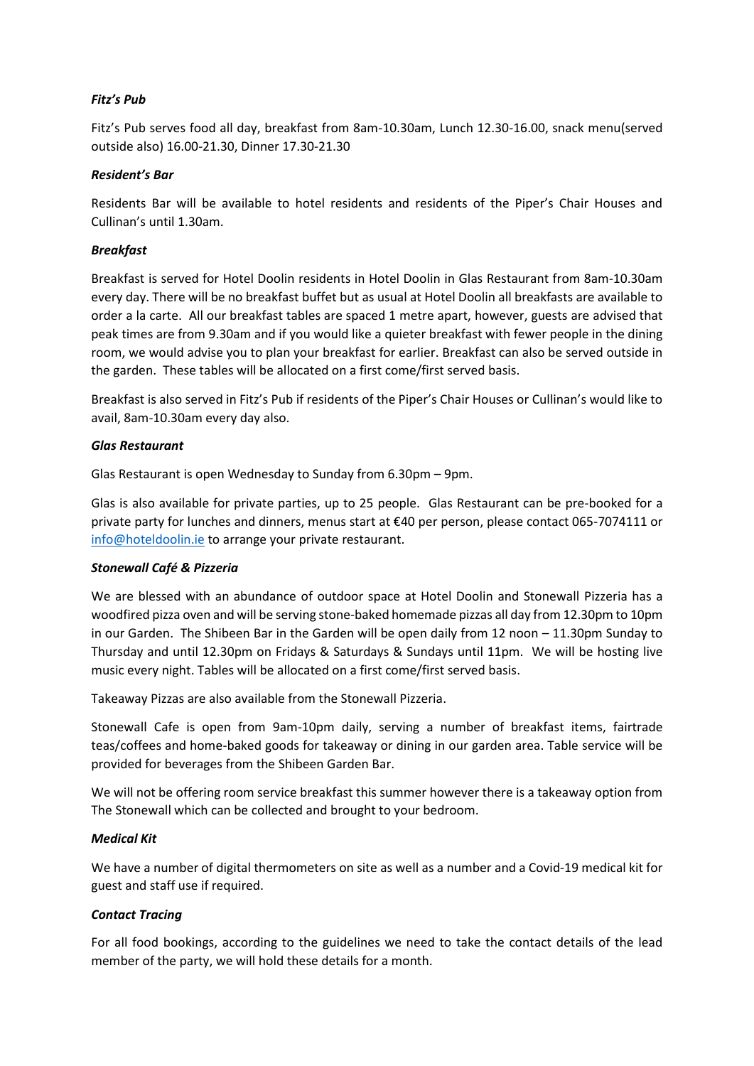***Fitz's Pub***

Fitz's Pub serves food all day, breakfast from 8am-10.30am, Lunch 12.30-16.00, snack menu(served outside also) 16.00-21.30, Dinner 17.30-21.30

***Resident's Bar***

Residents Bar will be available to hotel residents and residents of the Piper's Chair Houses and Cullinan's until 1.30am.

***Breakfast***

Breakfast is served for Hotel Doolin residents in Hotel Doolin in Glas Restaurant from 8am-10.30am every day. There will be no breakfast buffet but as usual at Hotel Doolin all breakfasts are available to order a la carte. All our breakfast tables are spaced 1 metre apart, however, guests are advised that peak times are from 9.30am and if you would like a quieter breakfast with fewer people in the dining room, we would advise you to plan your breakfast for earlier. Breakfast can also be served outside in the garden. These tables will be allocated on a first come/first served basis.

Breakfast is also served in Fitz's Pub if residents of the Piper's Chair Houses or Cullinan's would like to avail, 8am-10.30am every day also.

***Glas Restaurant***

Glas Restaurant is open Wednesday to Sunday from 6.30pm – 9pm.

Glas is also available for private parties, up to 25 people. Glas Restaurant can be pre-booked for a private party for lunches and dinners, menus start at €40 per person, please contact 065-7074111 or [info@hoteldoolin.ie](mailto:info@hoteldoolin.ie) to arrange your private restaurant.

***Stonewall Café & Pizzeria***

We are blessed with an abundance of outdoor space at Hotel Doolin and Stonewall Pizzeria has a woodfired pizza oven and will be serving stone-baked homemade pizzas all day from 12.30pm to 10pm in our Garden. The Shibeen Bar in the Garden will be open daily from 12 noon – 11.30pm Sunday to Thursday and until 12.30pm on Fridays & Saturdays & Sundays until 11pm. We will be hosting live music every night. Tables will be allocated on a first come/first served basis.

Takeaway Pizzas are also available from the Stonewall Pizzeria.

Stonewall Cafe is open from 9am-10pm daily, serving a number of breakfast items, fairtrade teas/coffees and home-baked goods for takeaway or dining in our garden area. Table service will be provided for beverages from the Shibeen Garden Bar.

We will not be offering room service breakfast this summer however there is a takeaway option from The Stonewall which can be collected and brought to your bedroom.

***Medical Kit***

We have a number of digital thermometers on site as well as a number and a Covid-19 medical kit for guest and staff use if required.

***Contact Tracing***

For all food bookings, according to the guidelines we need to take the contact details of the lead member of the party, we will hold these details for a month.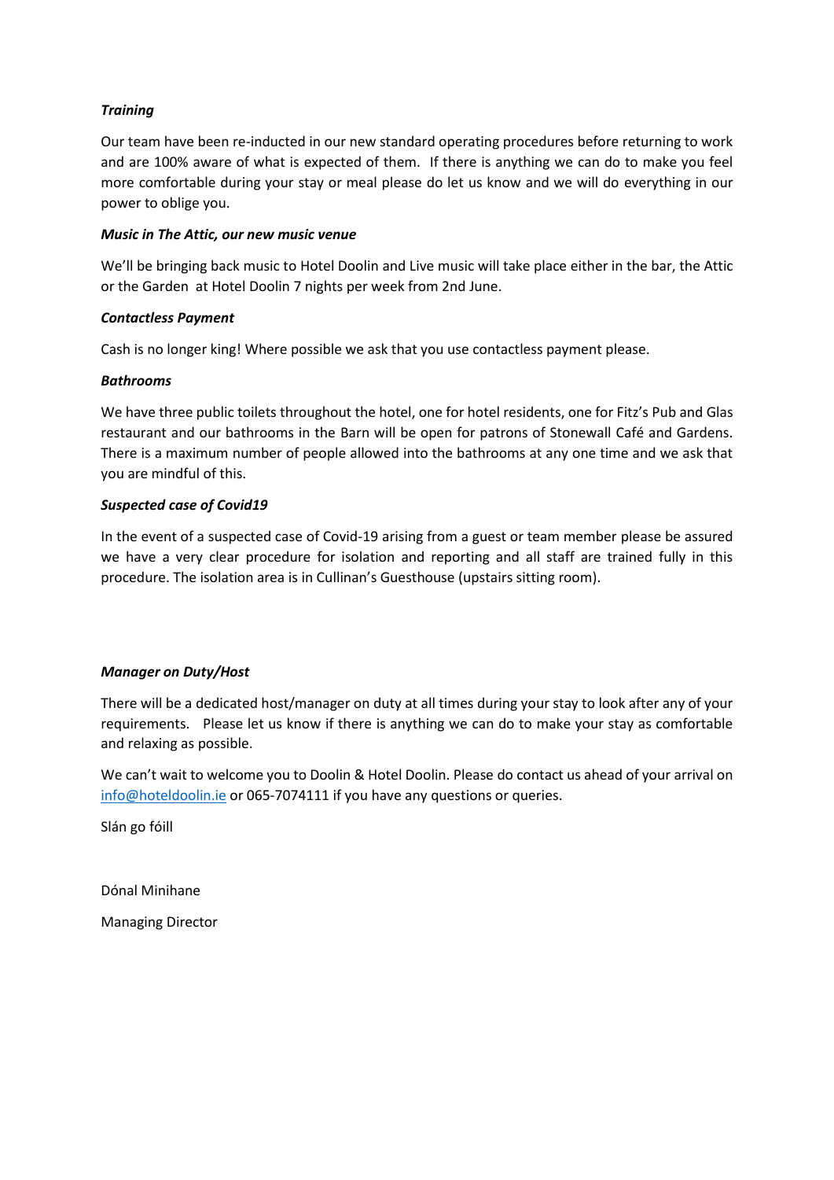***Training***

Our team have been re-inducted in our new standard operating procedures before returning to work and are 100% aware of what is expected of them. If there is anything we can do to make you feel more comfortable during your stay or meal please do let us know and we will do everything in our power to oblige you.

***Music in The Attic, our new music venue***

We'll be bringing back music to Hotel Doolin and Live music will take place either in the bar, the Attic or the Garden at Hotel Doolin 7 nights per week from 2nd June.

***Contactless Payment***

Cash is no longer king! Where possible we ask that you use contactless payment please.

***Bathrooms***

We have three public toilets throughout the hotel, one for hotel residents, one for Fitz's Pub and Glas restaurant and our bathrooms in the Barn will be open for patrons of Stonewall Café and Gardens. There is a maximum number of people allowed into the bathrooms at any one time and we ask that you are mindful of this.

***Suspected case of Covid19***

In the event of a suspected case of Covid-19 arising from a guest or team member please be assured we have a very clear procedure for isolation and reporting and all staff are trained fully in this procedure. The isolation area is in Cullinan's Guesthouse (upstairs sitting room).

***Manager on Duty/Host***

There will be a dedicated host/manager on duty at all times during your stay to look after any of your requirements. Please let us know if there is anything we can do to make your stay as comfortable and relaxing as possible.

We can't wait to welcome you to Doolin & Hotel Doolin. Please do contact us ahead of your arrival on info@hoteldoolin.ie or 065-7074111 if you have any questions or queries.

Slán go fóill

Dónal Minihane

Managing Director